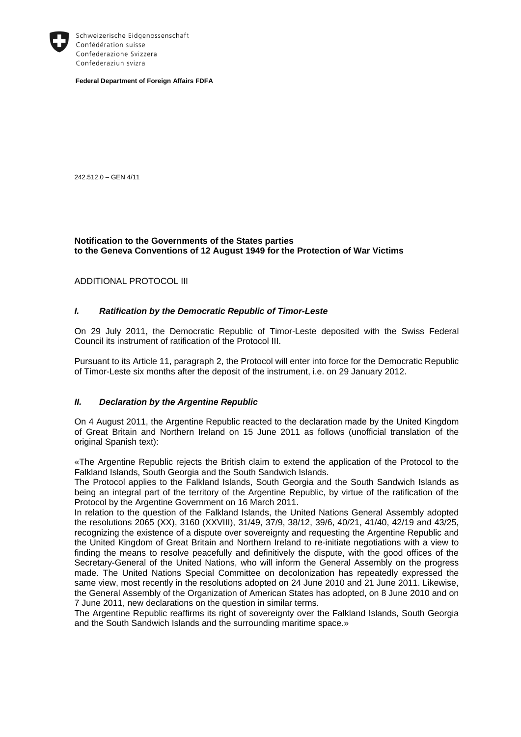Schweizerische Eidgenossenschaft
Confédération suisse
Confederazione Svizzera
Confederaziun svizra

**Federal Department of Foreign Affairs FDFA**

242.512.0 – GEN 4/11

**Notification to the Governments of the States parties to the Geneva Conventions of 12 August 1949 for the Protection of War Victims**

ADDITIONAL PROTOCOL III

### *I. Ratification by the Democratic Republic of Timor-Leste*

On 29 July 2011, the Democratic Republic of Timor-Leste deposited with the Swiss Federal Council its instrument of ratification of the Protocol III.

Pursuant to its Article 11, paragraph 2, the Protocol will enter into force for the Democratic Republic of Timor-Leste six months after the deposit of the instrument, i.e. on 29 January 2012.

### *II. Declaration by the Argentine Republic*

On 4 August 2011, the Argentine Republic reacted to the declaration made by the United Kingdom of Great Britain and Northern Ireland on 15 June 2011 as follows (unofficial translation of the original Spanish text):

«The Argentine Republic rejects the British claim to extend the application of the Protocol to the Falkland Islands, South Georgia and the South Sandwich Islands.
The Protocol applies to the Falkland Islands, South Georgia and the South Sandwich Islands as being an integral part of the territory of the Argentine Republic, by virtue of the ratification of the Protocol by the Argentine Government on 16 March 2011.
In relation to the question of the Falkland Islands, the United Nations General Assembly adopted the resolutions 2065 (XX), 3160 (XXVIII), 31/49, 37/9, 38/12, 39/6, 40/21, 41/40, 42/19 and 43/25, recognizing the existence of a dispute over sovereignty and requesting the Argentine Republic and the United Kingdom of Great Britain and Northern Ireland to re-initiate negotiations with a view to finding the means to resolve peacefully and definitively the dispute, with the good offices of the Secretary-General of the United Nations, who will inform the General Assembly on the progress made. The United Nations Special Committee on decolonization has repeatedly expressed the same view, most recently in the resolutions adopted on 24 June 2010 and 21 June 2011. Likewise, the General Assembly of the Organization of American States has adopted, on 8 June 2010 and on 7 June 2011, new declarations on the question in similar terms.
The Argentine Republic reaffirms its right of sovereignty over the Falkland Islands, South Georgia and the South Sandwich Islands and the surrounding maritime space.»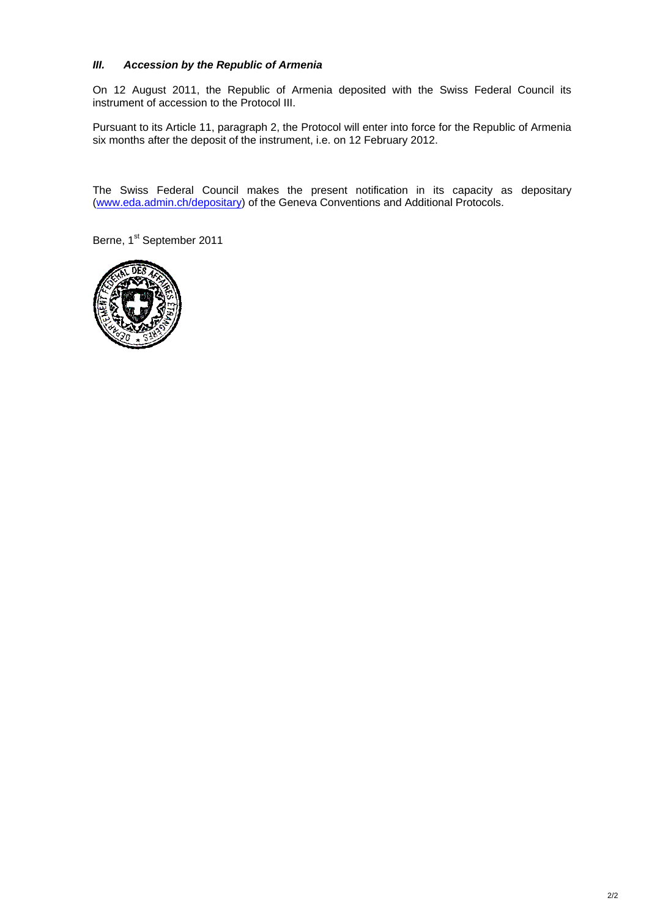### *III. Accession by the Republic of Armenia*

On 12 August 2011, the Republic of Armenia deposited with the Swiss Federal Council its instrument of accession to the Protocol III.

Pursuant to its Article 11, paragraph 2, the Protocol will enter into force for the Republic of Armenia six months after the deposit of the instrument, i.e. on 12 February 2012.

The Swiss Federal Council makes the present notification in its capacity as depositary (www.eda.admin.ch/depositary) of the Geneva Conventions and Additional Protocols.

Berne, 1st September 2011